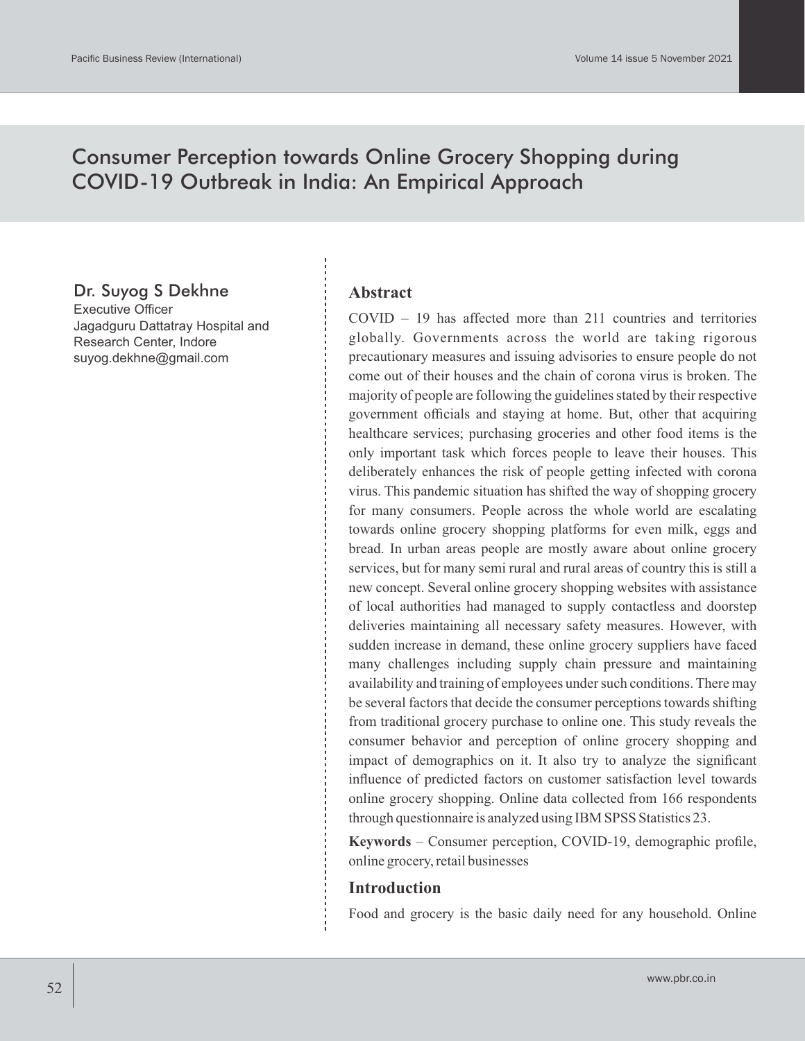# Consumer Perception towards Online Grocery Shopping during COVID-19 Outbreak in India: An Empirical Approach

**Dr. Suyog S Dekhne**
Executive Officer
Jagadguru Dattatray Hospital and Research Center, Indore
suyog.dekhne@gmail.com

## Abstract

COVID – 19 has affected more than 211 countries and territories globally. Governments across the world are taking rigorous precautionary measures and issuing advisories to ensure people do not come out of their houses and the chain of corona virus is broken. The majority of people are following the guidelines stated by their respective government officials and staying at home. But, other that acquiring healthcare services; purchasing groceries and other food items is the only important task which forces people to leave their houses. This deliberately enhances the risk of people getting infected with corona virus. This pandemic situation has shifted the way of shopping grocery for many consumers. People across the whole world are escalating towards online grocery shopping platforms for even milk, eggs and bread. In urban areas people are mostly aware about online grocery services, but for many semi rural and rural areas of country this is still a new concept. Several online grocery shopping websites with assistance of local authorities had managed to supply contactless and doorstep deliveries maintaining all necessary safety measures. However, with sudden increase in demand, these online grocery suppliers have faced many challenges including supply chain pressure and maintaining availability and training of employees under such conditions. There may be several factors that decide the consumer perceptions towards shifting from traditional grocery purchase to online one. This study reveals the consumer behavior and perception of online grocery shopping and impact of demographics on it. It also try to analyze the significant influence of predicted factors on customer satisfaction level towards online grocery shopping. Online data collected from 166 respondents through questionnaire is analyzed using IBM SPSS Statistics 23.

**Keywords** – Consumer perception, COVID-19, demographic profile, online grocery, retail businesses

## Introduction

Food and grocery is the basic daily need for any household. Online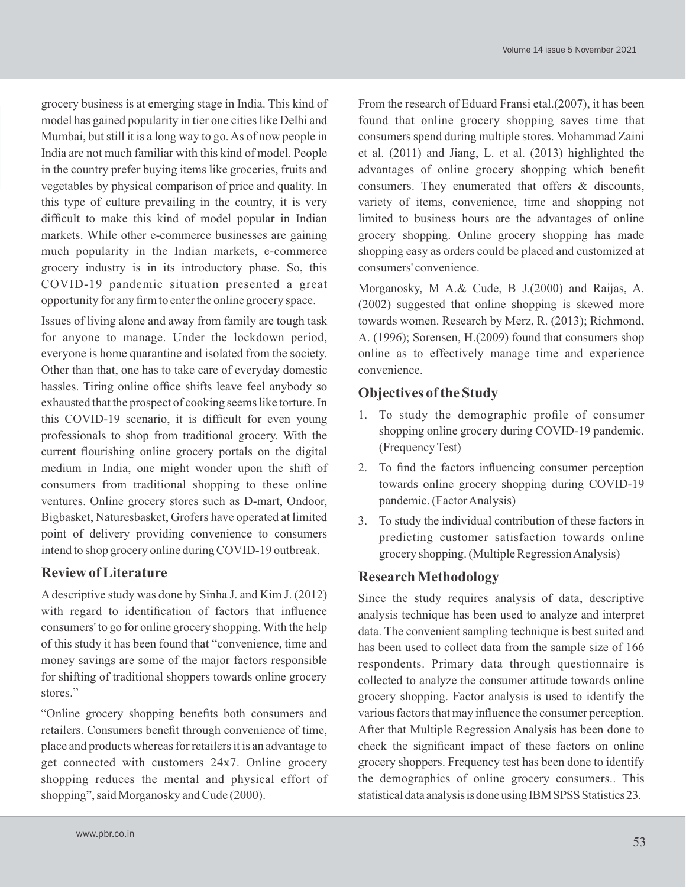grocery business is at emerging stage in India. This kind of model has gained popularity in tier one cities like Delhi and Mumbai, but still it is a long way to go. As of now people in India are not much familiar with this kind of model. People in the country prefer buying items like groceries, fruits and vegetables by physical comparison of price and quality. In this type of culture prevailing in the country, it is very difficult to make this kind of model popular in Indian markets. While other e-commerce businesses are gaining much popularity in the Indian markets, e-commerce grocery industry is in its introductory phase. So, this COVID-19 pandemic situation presented a great opportunity for any firm to enter the online grocery space.

Issues of living alone and away from family are tough task for anyone to manage. Under the lockdown period, everyone is home quarantine and isolated from the society. Other than that, one has to take care of everyday domestic hassles. Tiring online office shifts leave feel anybody so exhausted that the prospect of cooking seems like torture. In this COVID-19 scenario, it is difficult for even young professionals to shop from traditional grocery. With the current flourishing online grocery portals on the digital medium in India, one might wonder upon the shift of consumers from traditional shopping to these online ventures. Online grocery stores such as D-mart, Ondoor, Bigbasket, Naturesbasket, Grofers have operated at limited point of delivery providing convenience to consumers intend to shop grocery online during COVID-19 outbreak.

## Review of Literature

A descriptive study was done by Sinha J. and Kim J. (2012) with regard to identification of factors that influence consumers' to go for online grocery shopping. With the help of this study it has been found that "convenience, time and money savings are some of the major factors responsible for shifting of traditional shoppers towards online grocery stores."

"Online grocery shopping benefits both consumers and retailers. Consumers benefit through convenience of time, place and products whereas for retailers it is an advantage to get connected with customers 24x7. Online grocery shopping reduces the mental and physical effort of shopping", said Morganosky and Cude (2000).

From the research of Eduard Fransi etal.(2007), it has been found that online grocery shopping saves time that consumers spend during multiple stores. Mohammad Zaini et al. (2011) and Jiang, L. et al. (2013) highlighted the advantages of online grocery shopping which benefit consumers. They enumerated that offers & discounts, variety of items, convenience, time and shopping not limited to business hours are the advantages of online grocery shopping. Online grocery shopping has made shopping easy as orders could be placed and customized at consumers' convenience.

Morganosky, M A.& Cude, B J.(2000) and Raijas, A. (2002) suggested that online shopping is skewed more towards women. Research by Merz, R. (2013); Richmond, A. (1996); Sorensen, H.(2009) found that consumers shop online as to effectively manage time and experience convenience.

## Objectives of the Study

1. To study the demographic profile of consumer shopping online grocery during COVID-19 pandemic. (Frequency Test)
2. To find the factors influencing consumer perception towards online grocery shopping during COVID-19 pandemic. (Factor Analysis)
3. To study the individual contribution of these factors in predicting customer satisfaction towards online grocery shopping. (Multiple Regression Analysis)

## Research Methodology

Since the study requires analysis of data, descriptive analysis technique has been used to analyze and interpret data. The convenient sampling technique is best suited and has been used to collect data from the sample size of 166 respondents. Primary data through questionnaire is collected to analyze the consumer attitude towards online grocery shopping. Factor analysis is used to identify the various factors that may influence the consumer perception. After that Multiple Regression Analysis has been done to check the significant impact of these factors on online grocery shoppers. Frequency test has been done to identify the demographics of online grocery consumers.. This statistical data analysis is done using IBM SPSS Statistics 23.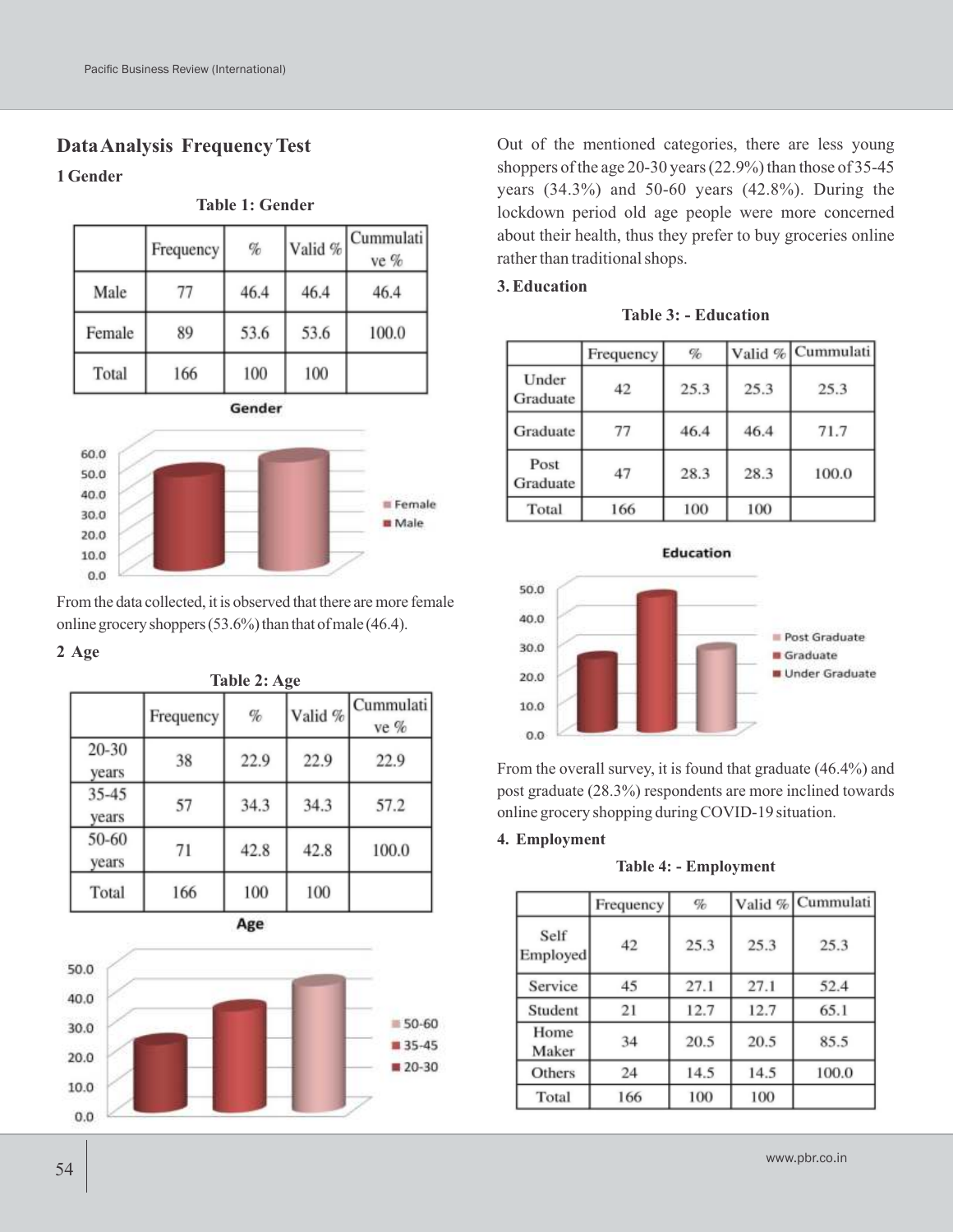## Data Analysis Frequency Test

### 1 Gender

**Table 1: Gender**

| | Frequency | % | Valid % | Cummulative % |
|---|---|---|---|---|
| Male | 77 | 46.4 | 46.4 | 46.4 |
| Female | 89 | 53.6 | 53.6 | 100.0 |
| Total | 166 | 100 | 100 | |

From the data collected, it is observed that there are more female online grocery shoppers (53.6%) than that of male (46.4).

### 2 Age

**Table 2: Age**

| | Frequency | % | Valid % | Cummulative % |
|---|---|---|---|---|
| 20-30 years | 38 | 22.9 | 22.9 | 22.9 |
| 35-45 years | 57 | 34.3 | 34.3 | 57.2 |
| 50-60 years | 71 | 42.8 | 42.8 | 100.0 |
| Total | 166 | 100 | 100 | |

Out of the mentioned categories, there are less young shoppers of the age 20-30 years (22.9%) than those of 35-45 years (34.3%) and 50-60 years (42.8%). During the lockdown period old age people were more concerned about their health, thus they prefer to buy groceries online rather than traditional shops.

### 3. Education

**Table 3: - Education**

| | Frequency | % | Valid % | Cummulati |
|---|---|---|---|---|
| Under Graduate | 42 | 25.3 | 25.3 | 25.3 |
| Graduate | 77 | 46.4 | 46.4 | 71.7 |
| Post Graduate | 47 | 28.3 | 28.3 | 100.0 |
| Total | 166 | 100 | 100 | |

From the overall survey, it is found that graduate (46.4%) and post graduate (28.3%) respondents are more inclined towards online grocery shopping during COVID-19 situation.

### 4. Employment

**Table 4: - Employment**

| | Frequency | % | Valid % | Cummulati |
|---|---|---|---|---|
| Self Employed | 42 | 25.3 | 25.3 | 25.3 |
| Service | 45 | 27.1 | 27.1 | 52.4 |
| Student | 21 | 12.7 | 12.7 | 65.1 |
| Home Maker | 34 | 20.5 | 20.5 | 85.5 |
| Others | 24 | 14.5 | 14.5 | 100.0 |
| Total | 166 | 100 | 100 | |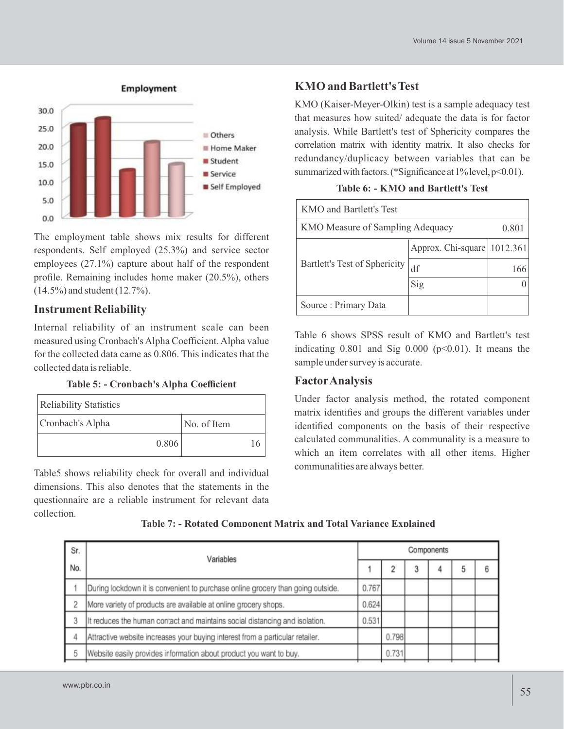Employment

The employment table shows mix results for different respondents. Self employed (25.3%) and service sector employees (27.1%) capture about half of the respondent profile. Remaining includes home maker (20.5%), others (14.5%) and student (12.7%).

## Instrument Reliability

Internal reliability of an instrument scale can been measured using Cronbach's Alpha Coefficient. Alpha value for the collected data came as 0.806. This indicates that the collected data is reliable.

**Table 5: - Cronbach's Alpha Coefficient**

| Reliability Statistics | |
|---|---|
| Cronbach's Alpha | No. of Item |
| 0.806 | 16 |

Table5 shows reliability check for overall and individual dimensions. This also denotes that the statements in the questionnaire are a reliable instrument for relevant data collection.

## KMO and Bartlett's Test

KMO (Kaiser-Meyer-Olkin) test is a sample adequacy test that measures how suited/ adequate the data is for factor analysis. While Bartlett's test of Sphericity compares the correlation matrix with identity matrix. It also checks for redundancy/duplicacy between variables that can be summarized with factors. (*Significance at 1% level, $p<0.01$).

**Table 6: - KMO and Bartlett's Test**

| KMO and Bartlett's Test | | |
|---|---|---|
| KMO Measure of Sampling Adequacy | | 0.801 |
| Bartlett's Test of Sphericity | Approx. Chi-square | 1012.361 |
| | df | 166 |
| | Sig | 0 |
| Source : Primary Data | | |

Table 6 shows SPSS result of KMO and Bartlett's test indicating 0.801 and Sig 0.000 ($p<0.01$). It means the sample under survey is accurate.

## Factor Analysis

Under factor analysis method, the rotated component matrix identifies and groups the different variables under identified components on the basis of their respective calculated communalities. A communality is a measure to which an item correlates with all other items. Higher communalities are always better.

**Table 7: - Rotated Component Matrix and Total Variance Explained**

| Sr. No. | Variables | Components | | | | | |
|---|---|---|---|---|---|---|---|
| | | 1 | 2 | 3 | 4 | 5 | 6 |
| 1 | During lockdown it is convenient to purchase online grocery than going outside. | 0.767 | | | | | |
| 2 | More variety of products are available at online grocery shops. | 0.624 | | | | | |
| 3 | It reduces the human contact and maintains social distancing and isolation. | 0.531 | | | | | |
| 4 | Attractive website increases your buying interest from a particular retailer. | | 0.798 | | | | |
| 5 | Website easily provides information about product you want to buy. | | 0.731 | | | | |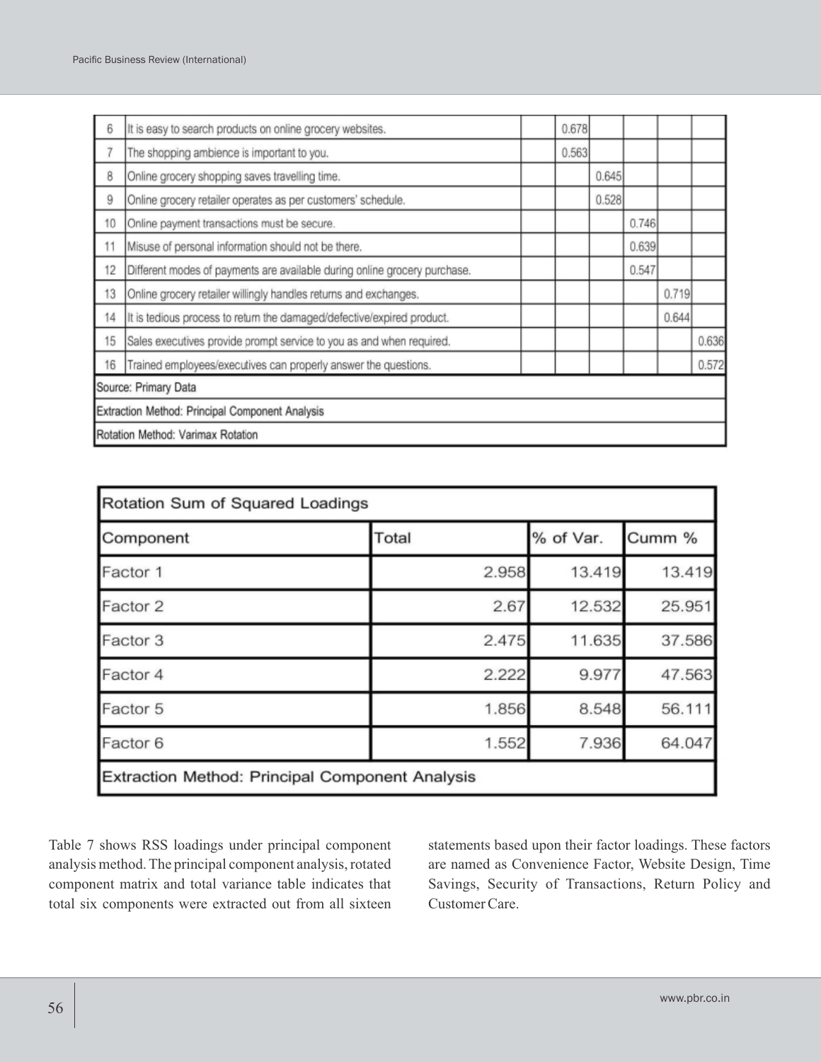| | | | | | | | |
|---|---|---|---|---|---|---|---|
| 6 | It is easy to search products on online grocery websites. | | 0.678 | | | | |
| 7 | The shopping ambience is important to you. | | 0.563 | | | | |
| 8 | Online grocery shopping saves travelling time. | | | 0.645 | | | |
| 9 | Online grocery retailer operates as per customers' schedule. | | | 0.528 | | | |
| 10 | Online payment transactions must be secure. | | | | 0.746 | | |
| 11 | Misuse of personal information should not be there. | | | | 0.639 | | |
| 12 | Different modes of payments are available during online grocery purchase. | | | | 0.547 | | |
| 13 | Online grocery retailer willingly handles returns and exchanges. | | | | | 0.719 | |
| 14 | It is tedious process to return the damaged/defective/expired product. | | | | | 0.644 | |
| 15 | Sales executives provide prompt service to you as and when required. | | | | | | 0.636 |
| 16 | Trained employees/executives can properly answer the questions. | | | | | | 0.572 |
| Source: Primary Data | | | | | | | |
| Extraction Method: Principal Component Analysis | | | | | | | |
| Rotation Method: Varimax Rotation | | | | | | | |

| Rotation Sum of Squared Loadings | | | |
|---|---|---|---|
| Component | Total | % of Var. | Cumm % |
| Factor 1 | 2.958 | 13.419 | 13.419 |
| Factor 2 | 2.67 | 12.532 | 25.951 |
| Factor 3 | 2.475 | 11.635 | 37.586 |
| Factor 4 | 2.222 | 9.977 | 47.563 |
| Factor 5 | 1.856 | 8.548 | 56.111 |
| Factor 6 | 1.552 | 7.936 | 64.047 |
| Extraction Method: Principal Component Analysis | | | |

Table 7 shows RSS loadings under principal component analysis method. The principal component analysis, rotated component matrix and total variance table indicates that total six components were extracted out from all sixteen statements based upon their factor loadings. These factors are named as Convenience Factor, Website Design, Time Savings, Security of Transactions, Return Policy and Customer Care.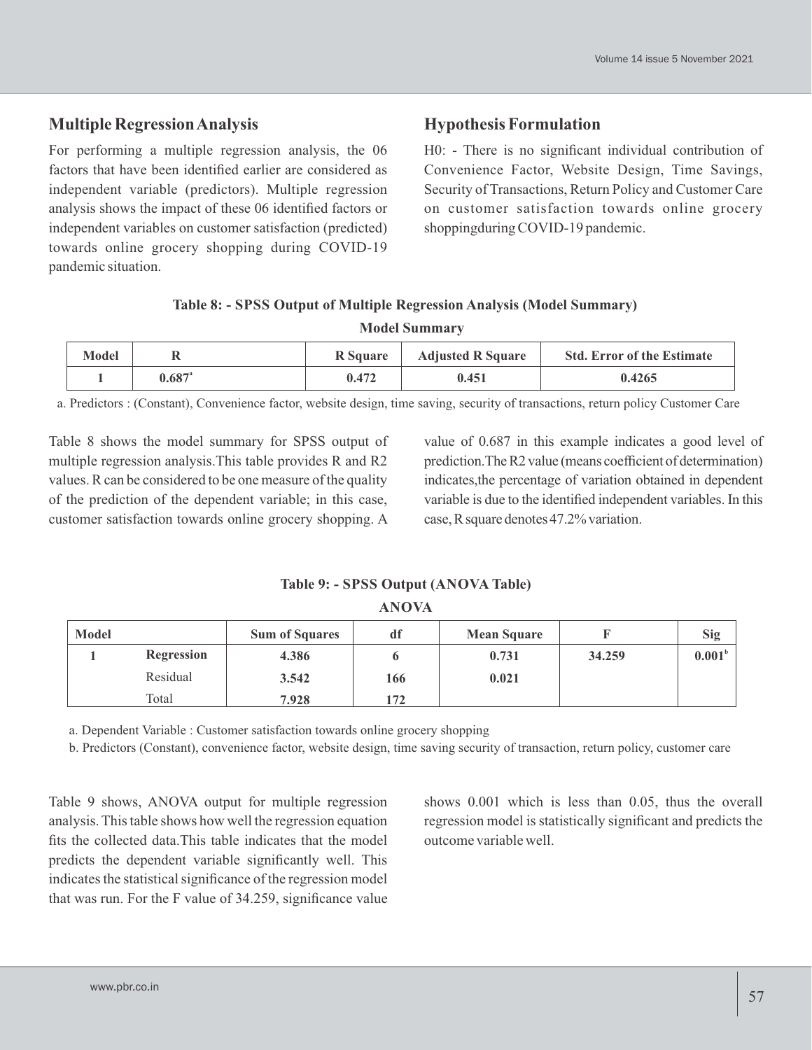## Multiple Regression Analysis

For performing a multiple regression analysis, the 06 factors that have been identified earlier are considered as independent variable (predictors). Multiple regression analysis shows the impact of these 06 identified factors or independent variables on customer satisfaction (predicted) towards online grocery shopping during COVID-19 pandemic situation.

## Hypothesis Formulation

H0: - There is no significant individual contribution of Convenience Factor, Website Design, Time Savings, Security of Transactions, Return Policy and Customer Care on customer satisfaction towards online grocery shoppingduring COVID-19 pandemic.

**Table 8: - SPSS Output of Multiple Regression Analysis (Model Summary)**

**Model Summary**

| Model | R | R Square | Adjusted R Square | Std. Error of the Estimate |
|---|---|---|---|---|
| 1 | 0.687[a] | 0.472 | 0.451 | 0.4265 |

a. Predictors : (Constant), Convenience factor, website design, time saving, security of transactions, return policy Customer Care

Table 8 shows the model summary for SPSS output of multiple regression analysis.This table provides R and R2 values. R can be considered to be one measure of the quality of the prediction of the dependent variable; in this case, customer satisfaction towards online grocery shopping. A value of 0.687 in this example indicates a good level of prediction.The R2 value (means coefficient of determination) indicates,the percentage of variation obtained in dependent variable is due to the identified independent variables. In this case, R square denotes 47.2% variation.

**Table 9: - SPSS Output (ANOVA Table)**

**ANOVA**

| Model | | Sum of Squares | df | Mean Square | F | Sig |
|---|---|---|---|---|---|---|
| 1 | Regression | 4.386 | 6 | 0.731 | 34.259 | 0.001[b] |
| | Residual | 3.542 | 166 | 0.021 | | |
| | Total | 7.928 | 172 | | | |

a. Dependent Variable : Customer satisfaction towards online grocery shopping

b. Predictors (Constant), convenience factor, website design, time saving security of transaction, return policy, customer care

Table 9 shows, ANOVA output for multiple regression analysis. This table shows how well the regression equation fits the collected data.This table indicates that the model predicts the dependent variable significantly well. This indicates the statistical significance of the regression model that was run. For the F value of 34.259, significance value shows 0.001 which is less than 0.05, thus the overall regression model is statistically significant and predicts the outcome variable well.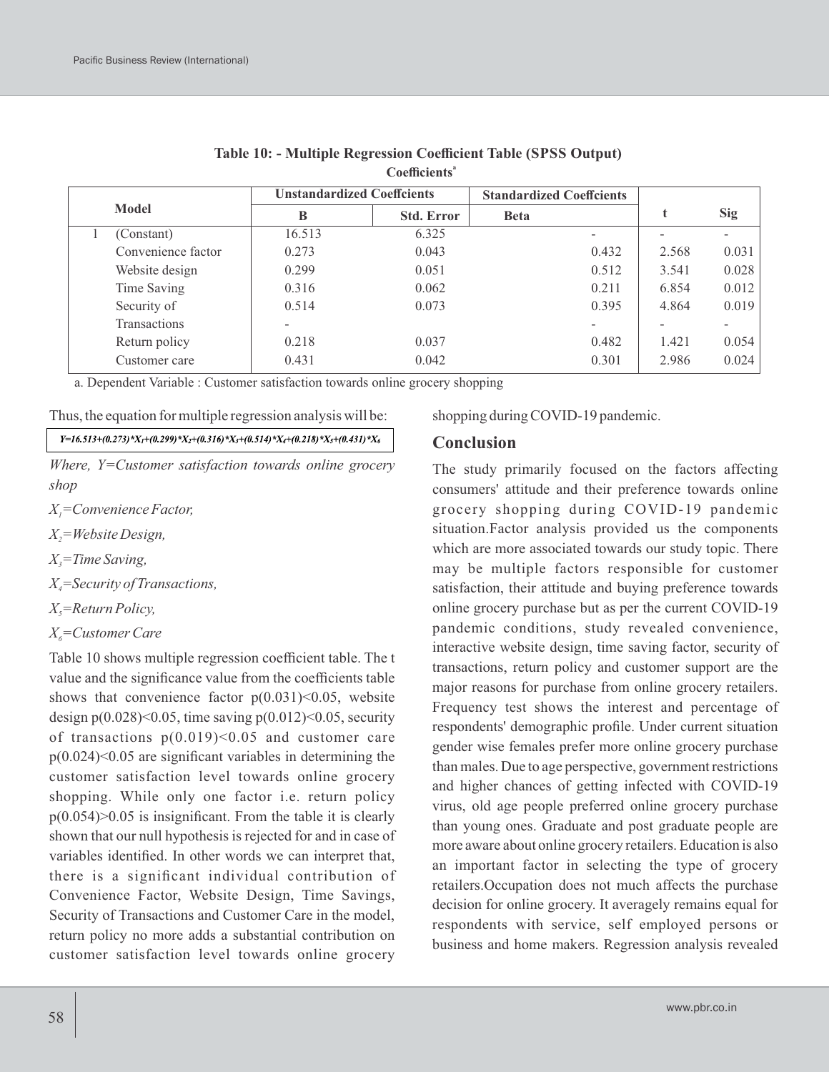**Table 10: - Multiple Regression Coefficient Table (SPSS Output)**

**Coefficients[a]**

| Model | | Unstandardized Coeffcients | | Standardized Coeffcients | t | Sig |
|---|---|---|---|---|---|---|
| | | B | Std. Error | Beta | | |
| 1 | (Constant) | 16.513 | 6.325 | - | - | - |
| | Convenience factor | 0.273 | 0.043 | 0.432 | 2.568 | 0.031 |
| | Website design | 0.299 | 0.051 | 0.512 | 3.541 | 0.028 |
| | Time Saving | 0.316 | 0.062 | 0.211 | 6.854 | 0.012 |
| | Security of Transactions | 0.514 | 0.073 | 0.395 | 4.864 | 0.019 |
| | Return policy | 0.218 | 0.037 | 0.482 | 1.421 | 0.054 |
| | Customer care | 0.431 | 0.042 | 0.301 | 2.986 | 0.024 |

a. Dependent Variable : Customer satisfaction towards online grocery shopping

Thus, the equation for multiple regression analysis will be:

$$Y=16.513+(0.273)*X_1+(0.299)*X_2+(0.316)*X_3+(0.514)*X_4+(0.218)*X_5+(0.431)*X_6$$

*Where, Y=Customer satisfaction towards online grocery shop*

$X_1$=*Convenience Factor,*

$X_2$=*Website Design,*

$X_3$=*Time Saving,*

$X_4$=*Security of Transactions,*

$X_5$=*Return Policy,*

$X_6$=*Customer Care*

Table 10 shows multiple regression coefficient table. The t value and the significance value from the coefficients table shows that convenience factor $p(0.031)<0.05$, website design $p(0.028)<0.05$, time saving $p(0.012)<0.05$, security of transactions $p(0.019)<0.05$ and customer care $p(0.024)<0.05$ are significant variables in determining the customer satisfaction level towards online grocery shopping. While only one factor i.e. return policy $p(0.054)>0.05$ is insignificant. From the table it is clearly shown that our null hypothesis is rejected for and in case of variables identified. In other words we can interpret that, there is a significant individual contribution of Convenience Factor, Website Design, Time Savings, Security of Transactions and Customer Care in the model, return policy no more adds a substantial contribution on customer satisfaction level towards online grocery shopping during COVID-19 pandemic.

## Conclusion

The study primarily focused on the factors affecting consumers' attitude and their preference towards online grocery shopping during COVID-19 pandemic situation.Factor analysis provided us the components which are more associated towards our study topic. There may be multiple factors responsible for customer satisfaction, their attitude and buying preference towards online grocery purchase but as per the current COVID-19 pandemic conditions, study revealed convenience, interactive website design, time saving factor, security of transactions, return policy and customer support are the major reasons for purchase from online grocery retailers. Frequency test shows the interest and percentage of respondents' demographic profile. Under current situation gender wise females prefer more online grocery purchase than males. Due to age perspective, government restrictions and higher chances of getting infected with COVID-19 virus, old age people preferred online grocery purchase than young ones. Graduate and post graduate people are more aware about online grocery retailers. Education is also an important factor in selecting the type of grocery retailers.Occupation does not much affects the purchase decision for online grocery. It averagely remains equal for respondents with service, self employed persons or business and home makers. Regression analysis revealed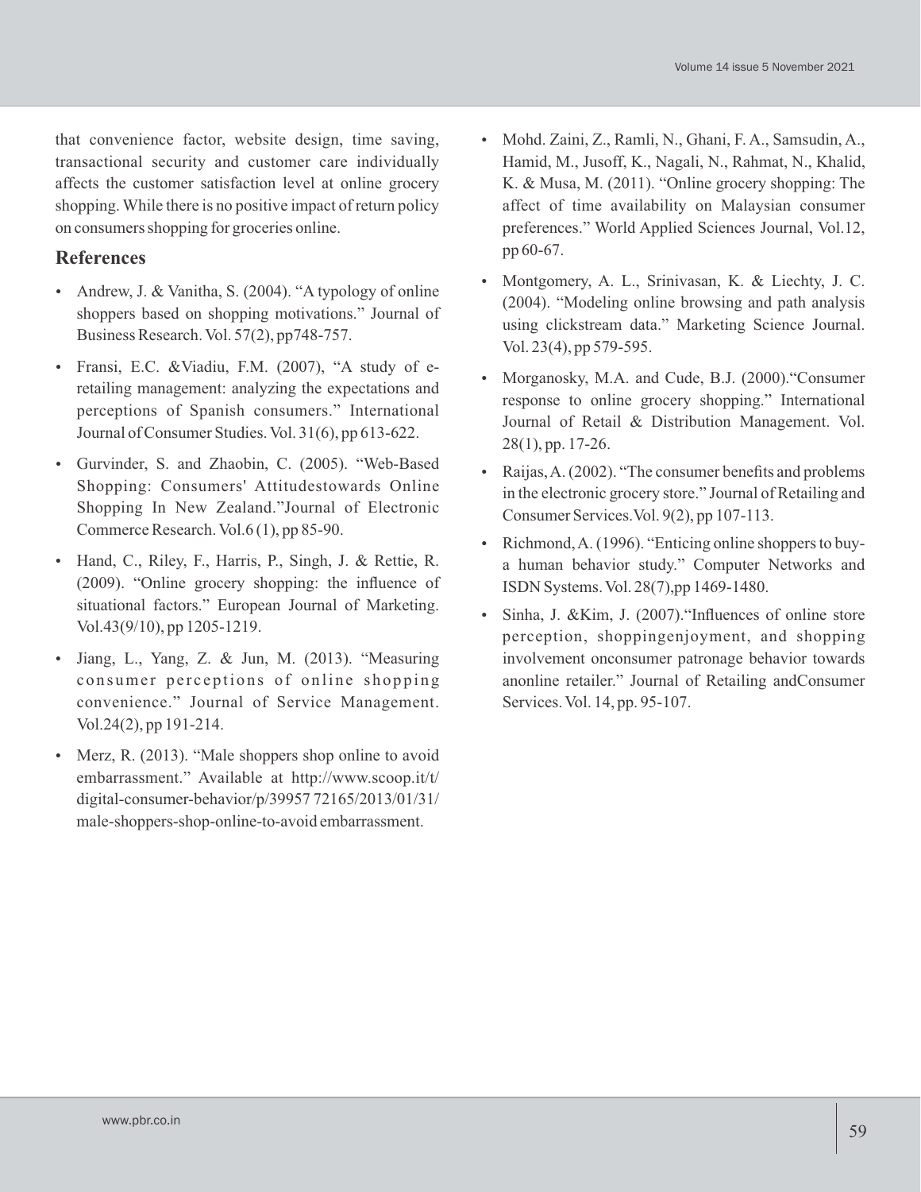that convenience factor, website design, time saving, transactional security and customer care individually affects the customer satisfaction level at online grocery shopping. While there is no positive impact of return policy on consumers shopping for groceries online.

## References

- Andrew, J. & Vanitha, S. (2004). "A typology of online shoppers based on shopping motivations." Journal of Business Research. Vol. 57(2), pp748-757.
- Fransi, E.C. &Viadiu, F.M. (2007), "A study of e-retailing management: analyzing the expectations and perceptions of Spanish consumers." International Journal of Consumer Studies. Vol. 31(6), pp 613-622.
- Gurvinder, S. and Zhaobin, C. (2005). "Web-Based Shopping: Consumers' Attitudestowards Online Shopping In New Zealand."Journal of Electronic Commerce Research. Vol.6 (1), pp 85-90.
- Hand, C., Riley, F., Harris, P., Singh, J. & Rettie, R. (2009). "Online grocery shopping: the influence of situational factors." European Journal of Marketing. Vol.43(9/10), pp 1205-1219.
- Jiang, L., Yang, Z. & Jun, M. (2013). "Measuring consumer perceptions of online shopping convenience." Journal of Service Management. Vol.24(2), pp 191-214.
- Merz, R. (2013). "Male shoppers shop online to avoid embarrassment." Available at http://www.scoop.it/t/digital-consumer-behavior/p/39957 72165/2013/01/31/male-shoppers-shop-online-to-avoid embarrassment.
- Mohd. Zaini, Z., Ramli, N., Ghani, F. A., Samsudin, A., Hamid, M., Jusoff, K., Nagali, N., Rahmat, N., Khalid, K. & Musa, M. (2011). "Online grocery shopping: The affect of time availability on Malaysian consumer preferences." World Applied Sciences Journal, Vol.12, pp 60-67.
- Montgomery, A. L., Srinivasan, K. & Liechty, J. C. (2004). "Modeling online browsing and path analysis using clickstream data." Marketing Science Journal. Vol. 23(4), pp 579-595.
- Morganosky, M.A. and Cude, B.J. (2000)."Consumer response to online grocery shopping." International Journal of Retail & Distribution Management. Vol. 28(1), pp. 17-26.
- Raijas, A. (2002). "The consumer benefits and problems in the electronic grocery store." Journal of Retailing and Consumer Services.Vol. 9(2), pp 107-113.
- Richmond, A. (1996). "Enticing online shoppers to buy-a human behavior study." Computer Networks and ISDN Systems. Vol. 28(7),pp 1469-1480.
- Sinha, J. &Kim, J. (2007)."Influences of online store perception, shoppingenjoyment, and shopping involvement onconsumer patronage behavior towards anonline retailer." Journal of Retailing andConsumer Services. Vol. 14, pp. 95-107.